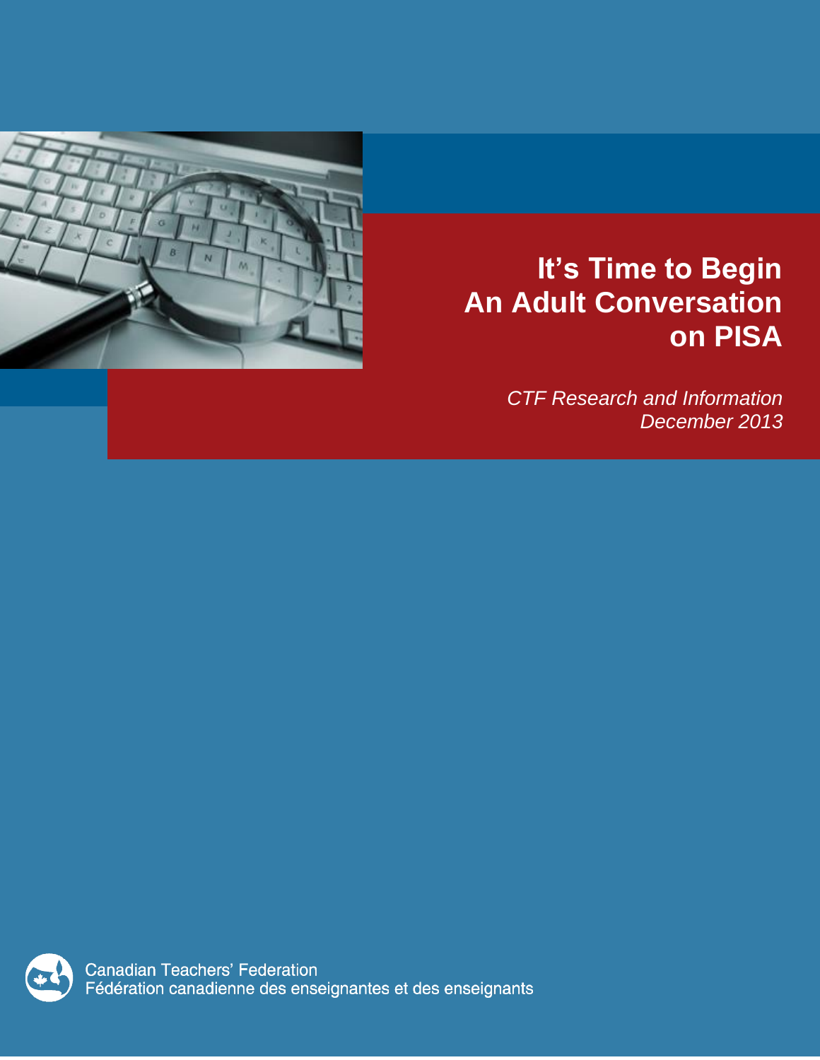# It's Time to Begin An Adult Conversation on PISA

*CTF Research and Information*
*December 2013*

Canadian Teachers' Federation
Fédération canadienne des enseignantes et des enseignants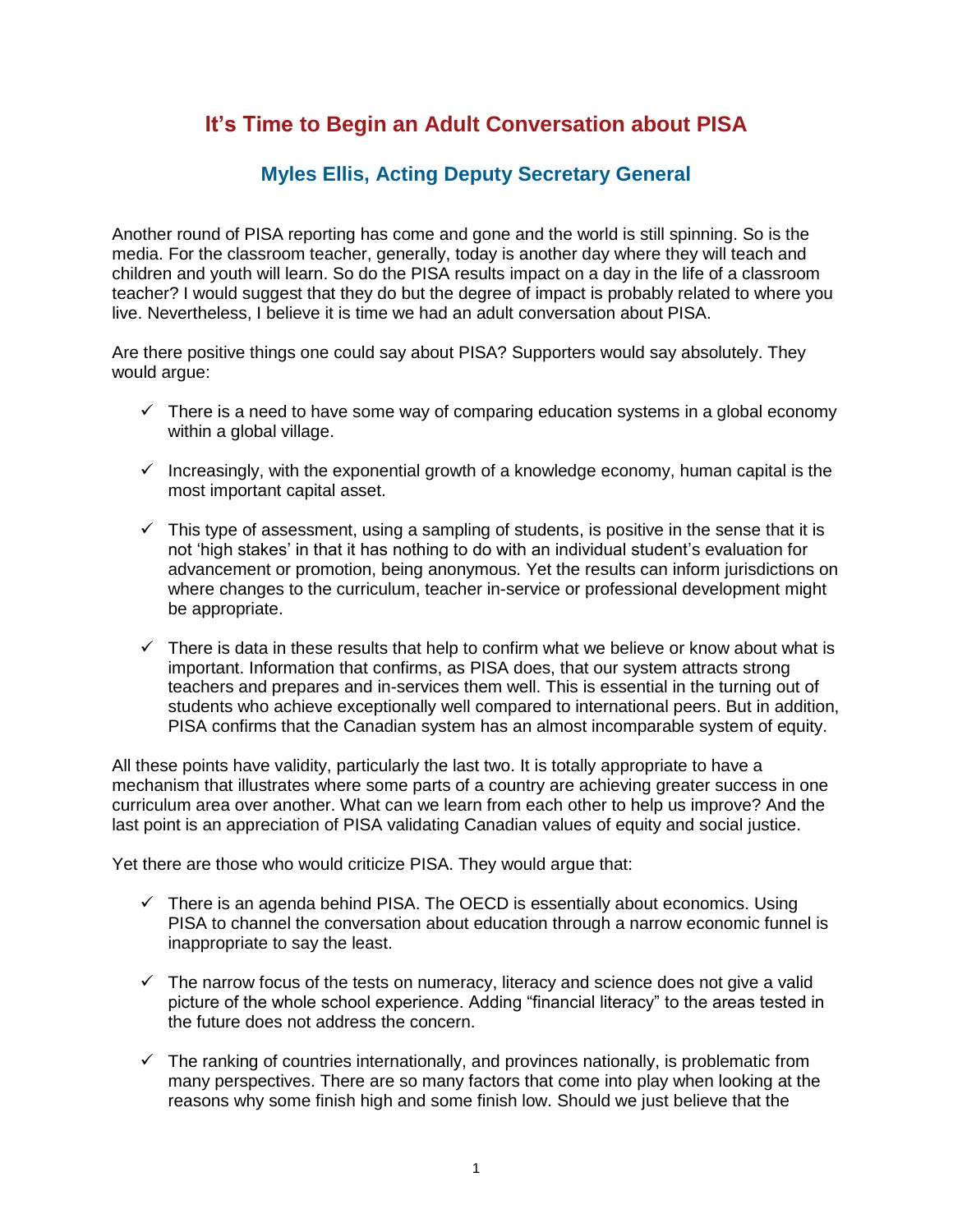# It's Time to Begin an Adult Conversation about PISA

## Myles Ellis, Acting Deputy Secretary General

Another round of PISA reporting has come and gone and the world is still spinning. So is the media. For the classroom teacher, generally, today is another day where they will teach and children and youth will learn. So do the PISA results impact on a day in the life of a classroom teacher? I would suggest that they do but the degree of impact is probably related to where you live. Nevertheless, I believe it is time we had an adult conversation about PISA.

Are there positive things one could say about PISA? Supporters would say absolutely. They would argue:

- ✓ There is a need to have some way of comparing education systems in a global economy within a global village.
- ✓ Increasingly, with the exponential growth of a knowledge economy, human capital is the most important capital asset.
- ✓ This type of assessment, using a sampling of students, is positive in the sense that it is not 'high stakes' in that it has nothing to do with an individual student's evaluation for advancement or promotion, being anonymous. Yet the results can inform jurisdictions on where changes to the curriculum, teacher in-service or professional development might be appropriate.
- ✓ There is data in these results that help to confirm what we believe or know about what is important. Information that confirms, as PISA does, that our system attracts strong teachers and prepares and in-services them well. This is essential in the turning out of students who achieve exceptionally well compared to international peers. But in addition, PISA confirms that the Canadian system has an almost incomparable system of equity.

All these points have validity, particularly the last two. It is totally appropriate to have a mechanism that illustrates where some parts of a country are achieving greater success in one curriculum area over another. What can we learn from each other to help us improve? And the last point is an appreciation of PISA validating Canadian values of equity and social justice.

Yet there are those who would criticize PISA. They would argue that:

- ✓ There is an agenda behind PISA. The OECD is essentially about economics. Using PISA to channel the conversation about education through a narrow economic funnel is inappropriate to say the least.
- ✓ The narrow focus of the tests on numeracy, literacy and science does not give a valid picture of the whole school experience. Adding "financial literacy" to the areas tested in the future does not address the concern.
- ✓ The ranking of countries internationally, and provinces nationally, is problematic from many perspectives. There are so many factors that come into play when looking at the reasons why some finish high and some finish low. Should we just believe that the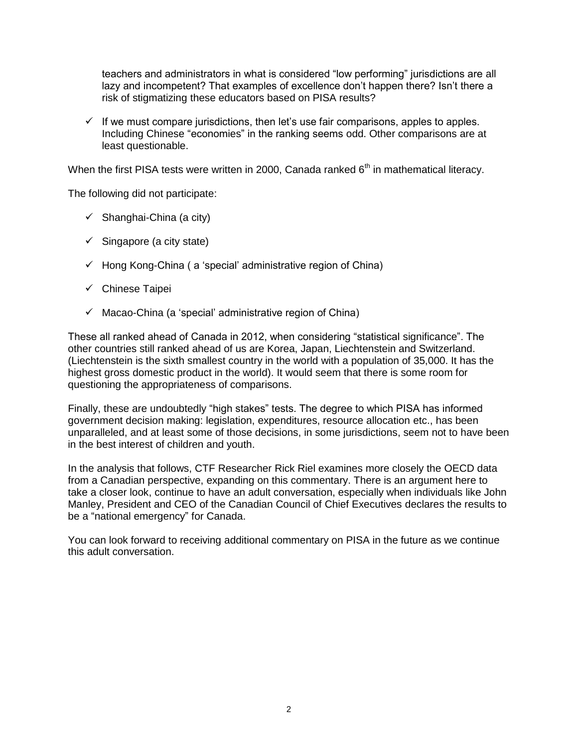teachers and administrators in what is considered "low performing" jurisdictions are all lazy and incompetent? That examples of excellence don't happen there? Isn't there a risk of stigmatizing these educators based on PISA results?

- ✓ If we must compare jurisdictions, then let's use fair comparisons, apples to apples. Including Chinese "economies" in the ranking seems odd. Other comparisons are at least questionable.

When the first PISA tests were written in 2000, Canada ranked 6th in mathematical literacy.

The following did not participate:

- ✓ Shanghai-China (a city)
- ✓ Singapore (a city state)
- ✓ Hong Kong-China ( a 'special' administrative region of China)
- ✓ Chinese Taipei
- ✓ Macao-China (a 'special' administrative region of China)

These all ranked ahead of Canada in 2012, when considering "statistical significance". The other countries still ranked ahead of us are Korea, Japan, Liechtenstein and Switzerland. (Liechtenstein is the sixth smallest country in the world with a population of 35,000. It has the highest gross domestic product in the world). It would seem that there is some room for questioning the appropriateness of comparisons.

Finally, these are undoubtedly "high stakes" tests. The degree to which PISA has informed government decision making: legislation, expenditures, resource allocation etc., has been unparalleled, and at least some of those decisions, in some jurisdictions, seem not to have been in the best interest of children and youth.

In the analysis that follows, CTF Researcher Rick Riel examines more closely the OECD data from a Canadian perspective, expanding on this commentary. There is an argument here to take a closer look, continue to have an adult conversation, especially when individuals like John Manley, President and CEO of the Canadian Council of Chief Executives declares the results to be a "national emergency" for Canada.

You can look forward to receiving additional commentary on PISA in the future as we continue this adult conversation.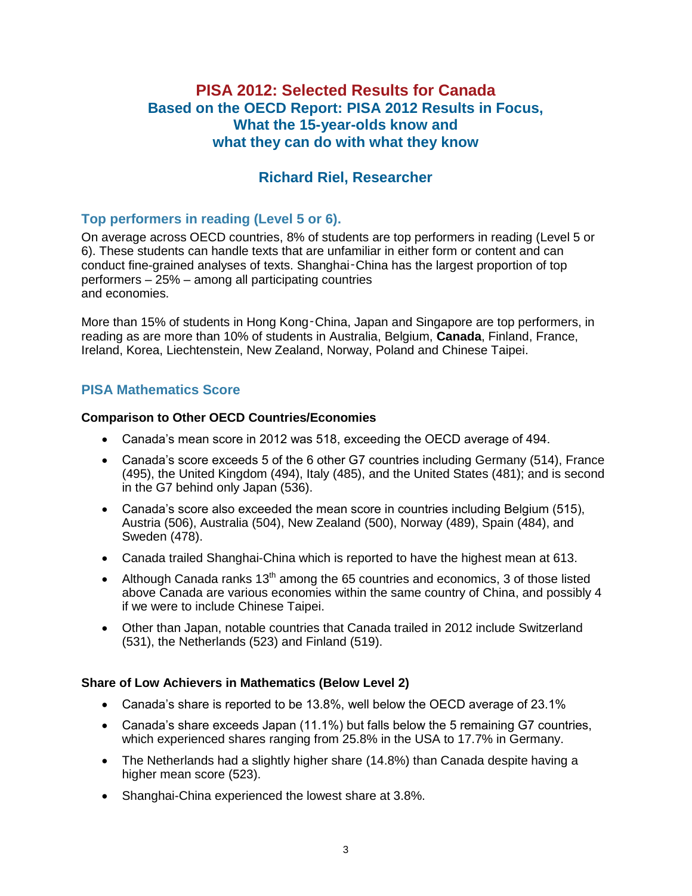# PISA 2012: Selected Results for Canada

## Based on the OECD Report: PISA 2012 Results in Focus, What the 15-year-olds know and what they can do with what they know

## Richard Riel, Researcher

### Top performers in reading (Level 5 or 6).

On average across OECD countries, 8% of students are top performers in reading (Level 5 or 6). These students can handle texts that are unfamiliar in either form or content and can conduct fine-grained analyses of texts. Shanghai‑China has the largest proportion of top performers – 25% – among all participating countries and economies.

More than 15% of students in Hong Kong‑China, Japan and Singapore are top performers, in reading as are more than 10% of students in Australia, Belgium, **Canada**, Finland, France, Ireland, Korea, Liechtenstein, New Zealand, Norway, Poland and Chinese Taipei.

### PISA Mathematics Score

**Comparison to Other OECD Countries/Economies**

- Canada's mean score in 2012 was 518, exceeding the OECD average of 494.
- Canada's score exceeds 5 of the 6 other G7 countries including Germany (514), France (495), the United Kingdom (494), Italy (485), and the United States (481); and is second in the G7 behind only Japan (536).
- Canada's score also exceeded the mean score in countries including Belgium (515), Austria (506), Australia (504), New Zealand (500), Norway (489), Spain (484), and Sweden (478).
- Canada trailed Shanghai-China which is reported to have the highest mean at 613.
- Although Canada ranks 13th among the 65 countries and economics, 3 of those listed above Canada are various economies within the same country of China, and possibly 4 if we were to include Chinese Taipei.
- Other than Japan, notable countries that Canada trailed in 2012 include Switzerland (531), the Netherlands (523) and Finland (519).

**Share of Low Achievers in Mathematics (Below Level 2)**

- Canada's share is reported to be 13.8%, well below the OECD average of 23.1%
- Canada's share exceeds Japan (11.1%) but falls below the 5 remaining G7 countries, which experienced shares ranging from 25.8% in the USA to 17.7% in Germany.
- The Netherlands had a slightly higher share (14.8%) than Canada despite having a higher mean score (523).
- Shanghai-China experienced the lowest share at 3.8%.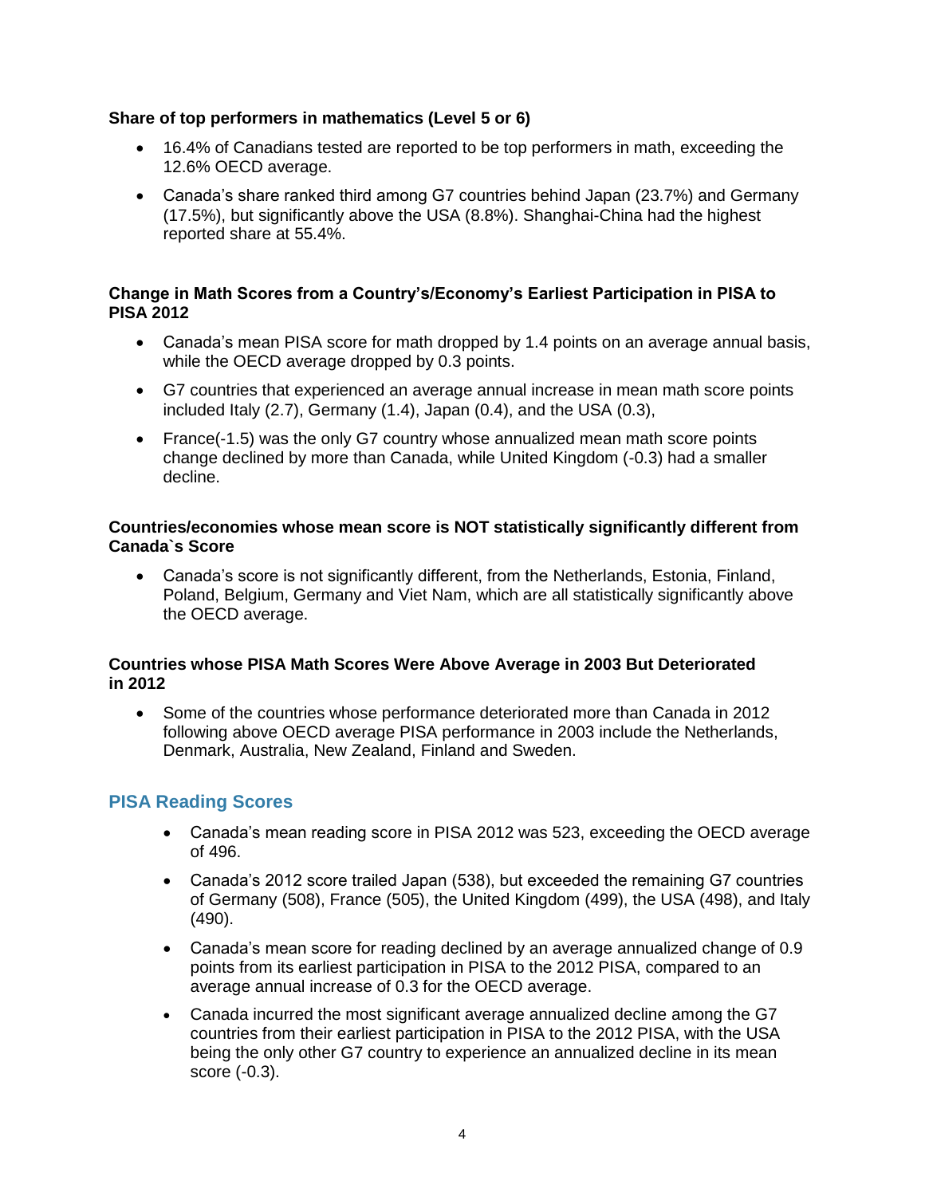**Share of top performers in mathematics (Level 5 or 6)**

- 16.4% of Canadians tested are reported to be top performers in math, exceeding the 12.6% OECD average.
- Canada's share ranked third among G7 countries behind Japan (23.7%) and Germany (17.5%), but significantly above the USA (8.8%). Shanghai-China had the highest reported share at 55.4%.

**Change in Math Scores from a Country's/Economy's Earliest Participation in PISA to PISA 2012**

- Canada's mean PISA score for math dropped by 1.4 points on an average annual basis, while the OECD average dropped by 0.3 points.
- G7 countries that experienced an average annual increase in mean math score points included Italy (2.7), Germany (1.4), Japan (0.4), and the USA (0.3),
- France(-1.5) was the only G7 country whose annualized mean math score points change declined by more than Canada, while United Kingdom (-0.3) had a smaller decline.

**Countries/economies whose mean score is NOT statistically significantly different from Canada`s Score**

- Canada's score is not significantly different, from the Netherlands, Estonia, Finland, Poland, Belgium, Germany and Viet Nam, which are all statistically significantly above the OECD average.

**Countries whose PISA Math Scores Were Above Average in 2003 But Deteriorated in 2012**

- Some of the countries whose performance deteriorated more than Canada in 2012 following above OECD average PISA performance in 2003 include the Netherlands, Denmark, Australia, New Zealand, Finland and Sweden.

## PISA Reading Scores

- Canada's mean reading score in PISA 2012 was 523, exceeding the OECD average of 496.
- Canada's 2012 score trailed Japan (538), but exceeded the remaining G7 countries of Germany (508), France (505), the United Kingdom (499), the USA (498), and Italy (490).
- Canada's mean score for reading declined by an average annualized change of 0.9 points from its earliest participation in PISA to the 2012 PISA, compared to an average annual increase of 0.3 for the OECD average.
- Canada incurred the most significant average annualized decline among the G7 countries from their earliest participation in PISA to the 2012 PISA, with the USA being the only other G7 country to experience an annualized decline in its mean score (-0.3).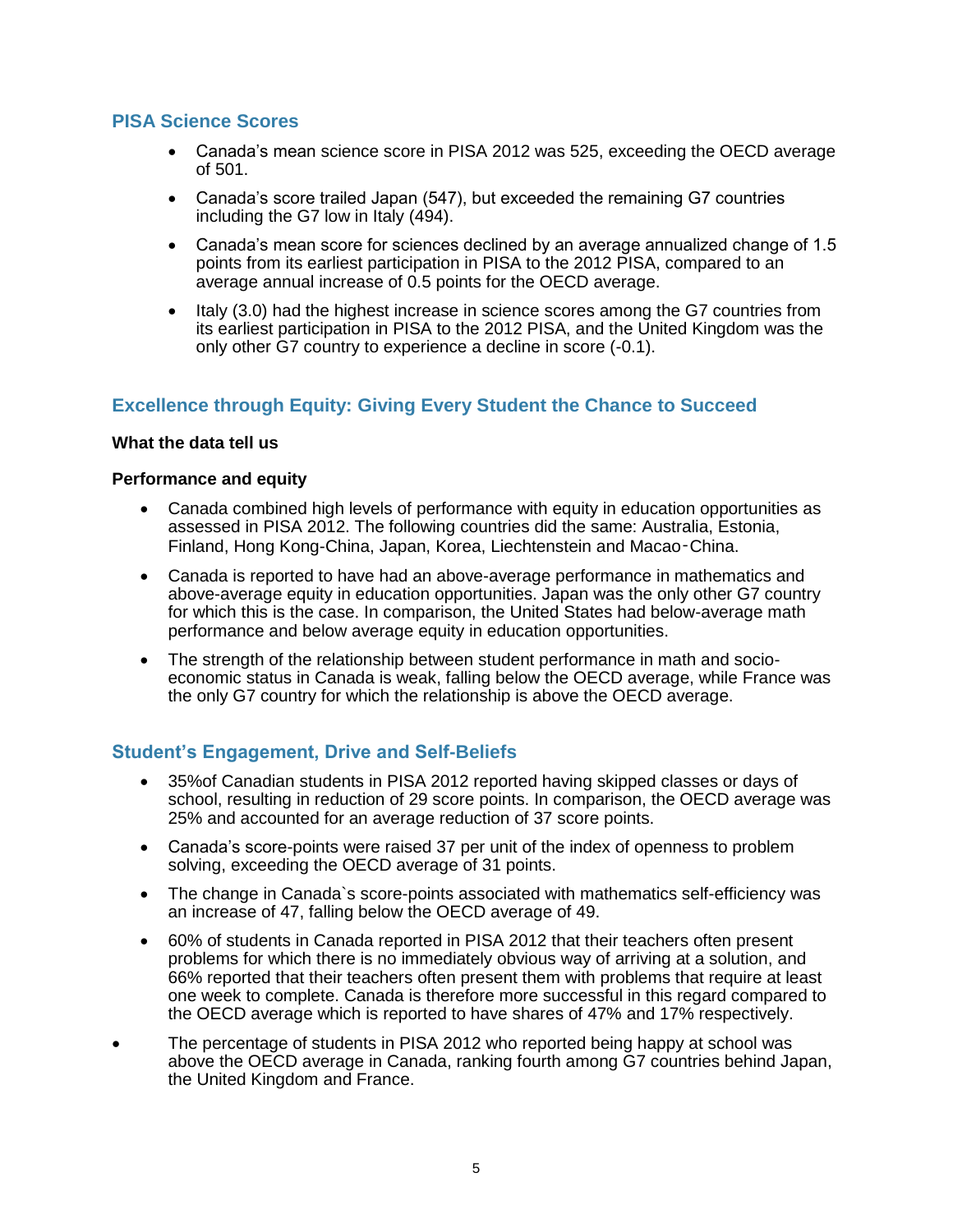## PISA Science Scores

- Canada's mean science score in PISA 2012 was 525, exceeding the OECD average of 501.
- Canada's score trailed Japan (547), but exceeded the remaining G7 countries including the G7 low in Italy (494).
- Canada's mean score for sciences declined by an average annualized change of 1.5 points from its earliest participation in PISA to the 2012 PISA, compared to an average annual increase of 0.5 points for the OECD average.
- Italy (3.0) had the highest increase in science scores among the G7 countries from its earliest participation in PISA to the 2012 PISA, and the United Kingdom was the only other G7 country to experience a decline in score (-0.1).

## Excellence through Equity: Giving Every Student the Chance to Succeed

**What the data tell us**

**Performance and equity**

- Canada combined high levels of performance with equity in education opportunities as assessed in PISA 2012. The following countries did the same: Australia, Estonia, Finland, Hong Kong-China, Japan, Korea, Liechtenstein and Macao‑China.
- Canada is reported to have had an above-average performance in mathematics and above-average equity in education opportunities. Japan was the only other G7 country for which this is the case. In comparison, the United States had below-average math performance and below average equity in education opportunities.
- The strength of the relationship between student performance in math and socio-economic status in Canada is weak, falling below the OECD average, while France was the only G7 country for which the relationship is above the OECD average.

## Student's Engagement, Drive and Self-Beliefs

- 35%of Canadian students in PISA 2012 reported having skipped classes or days of school, resulting in reduction of 29 score points. In comparison, the OECD average was 25% and accounted for an average reduction of 37 score points.
- Canada's score-points were raised 37 per unit of the index of openness to problem solving, exceeding the OECD average of 31 points.
- The change in Canada`s score-points associated with mathematics self-efficiency was an increase of 47, falling below the OECD average of 49.
- 60% of students in Canada reported in PISA 2012 that their teachers often present problems for which there is no immediately obvious way of arriving at a solution, and 66% reported that their teachers often present them with problems that require at least one week to complete. Canada is therefore more successful in this regard compared to the OECD average which is reported to have shares of 47% and 17% respectively.
- The percentage of students in PISA 2012 who reported being happy at school was above the OECD average in Canada, ranking fourth among G7 countries behind Japan, the United Kingdom and France.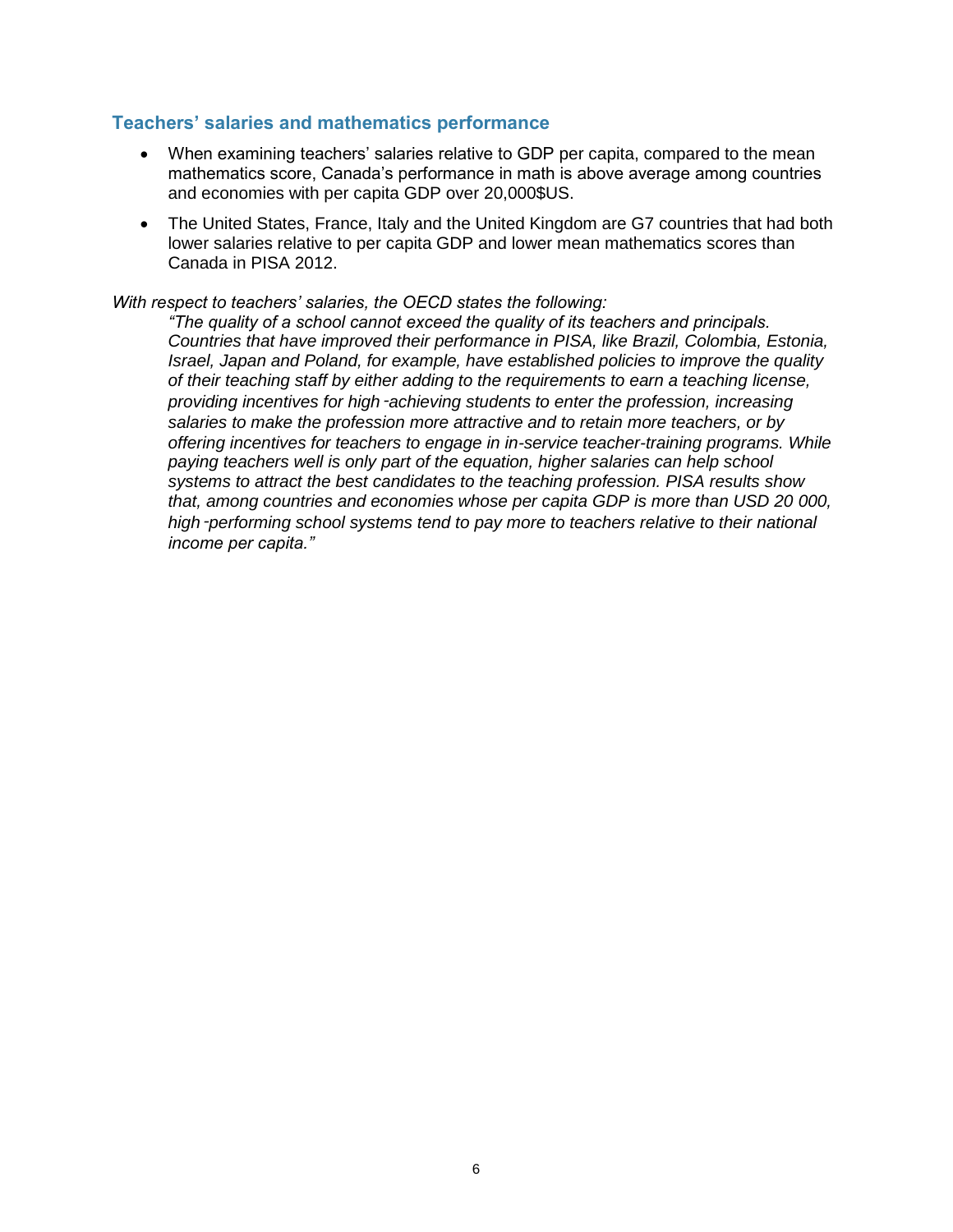### Teachers' salaries and mathematics performance

- When examining teachers' salaries relative to GDP per capita, compared to the mean mathematics score, Canada's performance in math is above average among countries and economies with per capita GDP over 20,000$US.
- The United States, France, Italy and the United Kingdom are G7 countries that had both lower salaries relative to per capita GDP and lower mean mathematics scores than Canada in PISA 2012.

*With respect to teachers' salaries, the OECD states the following:*

> *"The quality of a school cannot exceed the quality of its teachers and principals. Countries that have improved their performance in PISA, like Brazil, Colombia, Estonia, Israel, Japan and Poland, for example, have established policies to improve the quality of their teaching staff by either adding to the requirements to earn a teaching license, providing incentives for high-achieving students to enter the profession, increasing salaries to make the profession more attractive and to retain more teachers, or by offering incentives for teachers to engage in in-service teacher-training programs. While paying teachers well is only part of the equation, higher salaries can help school systems to attract the best candidates to the teaching profession. PISA results show that, among countries and economies whose per capita GDP is more than USD 20 000, high-performing school systems tend to pay more to teachers relative to their national income per capita."*